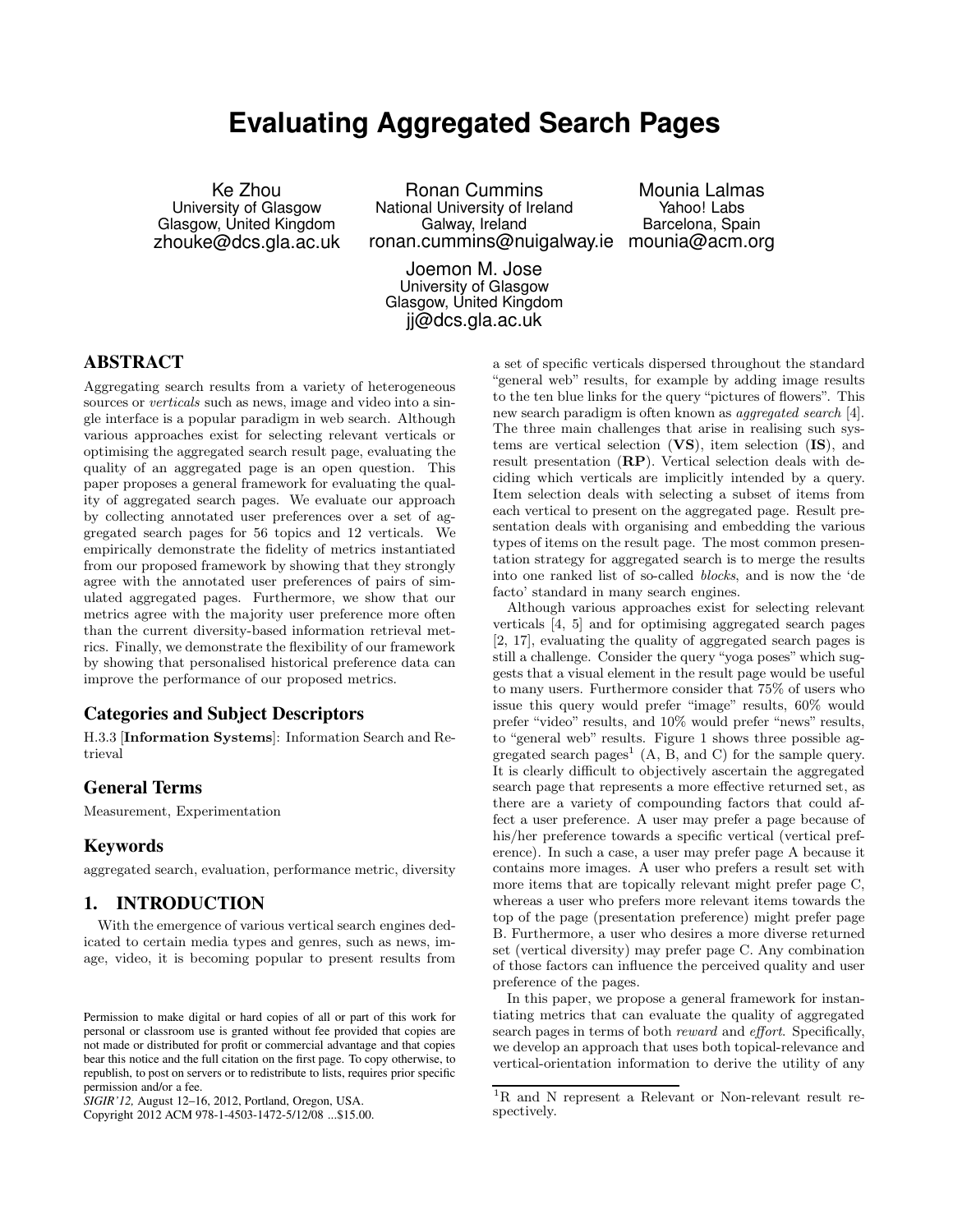# Evaluating Aggregated Search Pages

Ke Zhou
University of Glasgow
Glasgow, United Kingdom
zhouke@dcs.gla.ac.uk

Ronan Cummins
National University of Ireland
Galway, Ireland
ronan.cummins@nuigalway.ie

Mounia Lalmas
Yahoo! Labs
Barcelona, Spain
mounia@acm.org

Joemon M. Jose
University of Glasgow
Glasgow, United Kingdom
jj@dcs.gla.ac.uk

## ABSTRACT

Aggregating search results from a variety of heterogeneous sources or *verticals* such as news, image and video into a single interface is a popular paradigm in web search. Although various approaches exist for selecting relevant verticals or optimising the aggregated search result page, evaluating the quality of an aggregated page is an open question. This paper proposes a general framework for evaluating the quality of aggregated search pages. We evaluate our approach by collecting annotated user preferences over a set of aggregated search pages for 56 topics and 12 verticals. We empirically demonstrate the fidelity of metrics instantiated from our proposed framework by showing that they strongly agree with the annotated user preferences of pairs of simulated aggregated pages. Furthermore, we show that our metrics agree with the majority user preference more often than the current diversity-based information retrieval metrics. Finally, we demonstrate the flexibility of our framework by showing that personalised historical preference data can improve the performance of our proposed metrics.

### Categories and Subject Descriptors

H.3.3 [**Information Systems**]: Information Search and Retrieval

### General Terms

Measurement, Experimentation

### Keywords

aggregated search, evaluation, performance metric, diversity

## 1. INTRODUCTION

With the emergence of various vertical search engines dedicated to certain media types and genres, such as news, image, video, it is becoming popular to present results from a set of specific verticals dispersed throughout the standard "general web" results, for example by adding image results to the ten blue links for the query "pictures of flowers". This new search paradigm is often known as *aggregated search* [4]. The three main challenges that arise in realising such systems are vertical selection (**VS**), item selection (**IS**), and result presentation (**RP**). Vertical selection deals with deciding which verticals are implicitly intended by a query. Item selection deals with selecting a subset of items from each vertical to present on the aggregated page. Result presentation deals with organising and embedding the various types of items on the result page. The most common presentation strategy for aggregated search is to merge the results into one ranked list of so-called *blocks*, and is now the 'de facto' standard in many search engines.

Although various approaches exist for selecting relevant verticals [4, 5] and for optimising aggregated search pages [2, 17], evaluating the quality of aggregated search pages is still a challenge. Consider the query "yoga poses" which suggests that a visual element in the result page would be useful to many users. Furthermore consider that 75% of users who issue this query would prefer "image" results, 60% would prefer "video" results, and 10% would prefer "news" results, to "general web" results. Figure 1 shows three possible aggregated search pages[1] (A, B, and C) for the sample query. It is clearly difficult to objectively ascertain the aggregated search page that represents a more effective returned set, as there are a variety of compounding factors that could affect a user preference. A user may prefer a page because of his/her preference towards a specific vertical (vertical preference). In such a case, a user may prefer page A because it contains more images. A user who prefers a result set with more items that are topically relevant might prefer page C, whereas a user who prefers more relevant items towards the top of the page (presentation preference) might prefer page B. Furthermore, a user who desires a more diverse returned set (vertical diversity) may prefer page C. Any combination of those factors can influence the perceived quality and user preference of the pages.

In this paper, we propose a general framework for instantiating metrics that can evaluate the quality of aggregated search pages in terms of both *reward* and *effort*. Specifically, we develop an approach that uses both topical-relevance and vertical-orientation information to derive the utility of any

[1] R and N represent a Relevant or Non-relevant result respectively.

Permission to make digital or hard copies of all or part of this work for personal or classroom use is granted without fee provided that copies are not made or distributed for profit or commercial advantage and that copies bear this notice and the full citation on the first page. To copy otherwise, to republish, to post on servers or to redistribute to lists, requires prior specific permission and/or a fee.
*SIGIR'12,* August 12–16, 2012, Portland, Oregon, USA.
Copyright 2012 ACM 978-1-4503-1472-5/12/08 ...$15.00.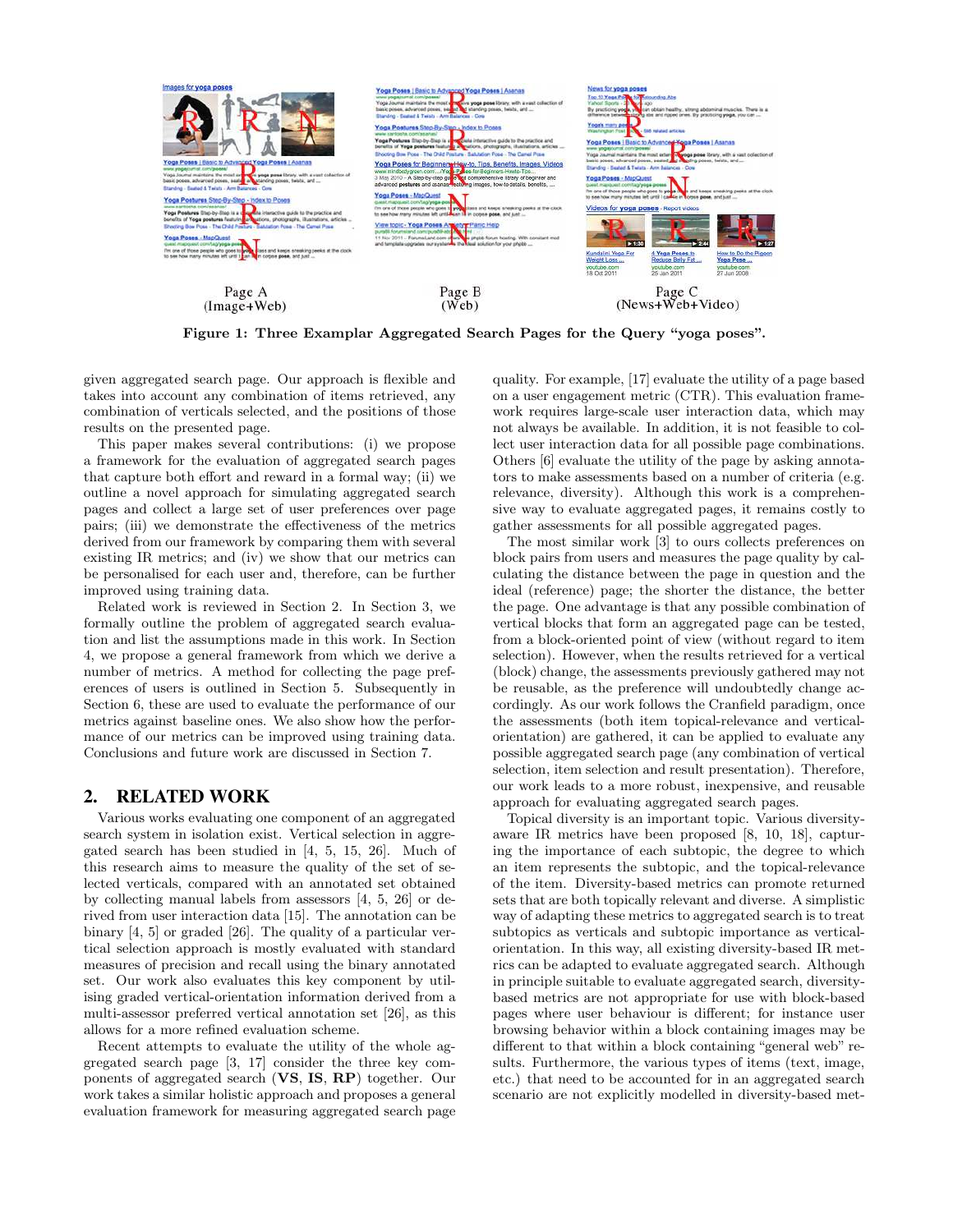Page A (Image+Web)

Page B (Web)

Page C (News+Web+Video)

**Figure 1: Three Examplar Aggregated Search Pages for the Query "yoga poses".**

given aggregated search page. Our approach is flexible and takes into account any combination of items retrieved, any combination of verticals selected, and the positions of those results on the presented page.

This paper makes several contributions: (i) we propose a framework for the evaluation of aggregated search pages that capture both effort and reward in a formal way; (ii) we outline a novel approach for simulating aggregated search pages and collect a large set of user preferences over page pairs; (iii) we demonstrate the effectiveness of the metrics derived from our framework by comparing them with several existing IR metrics; and (iv) we show that our metrics can be personalised for each user and, therefore, can be further improved using training data.

Related work is reviewed in Section 2. In Section 3, we formally outline the problem of aggregated search evaluation and list the assumptions made in this work. In Section 4, we propose a general framework from which we derive a number of metrics. A method for collecting the page preferences of users is outlined in Section 5. Subsequently in Section 6, these are used to evaluate the performance of our metrics against baseline ones. We also show how the performance of our metrics can be improved using training data. Conclusions and future work are discussed in Section 7.

## 2. RELATED WORK

Various works evaluating one component of an aggregated search system in isolation exist. Vertical selection in aggregated search has been studied in [4, 5, 15, 26]. Much of this research aims to measure the quality of the set of selected verticals, compared with an annotated set obtained by collecting manual labels from assessors [4, 5, 26] or derived from user interaction data [15]. The annotation can be binary [4, 5] or graded [26]. The quality of a particular vertical selection approach is mostly evaluated with standard measures of precision and recall using the binary annotated set. Our work also evaluates this key component by utilising graded vertical-orientation information derived from a multi-assessor preferred vertical annotation set [26], as this allows for a more refined evaluation scheme.

Recent attempts to evaluate the utility of the whole aggregated search page [3, 17] consider the three key components of aggregated search (**VS**, **IS**, **RP**) together. Our work takes a similar holistic approach and proposes a general evaluation framework for measuring aggregated search page quality. For example, [17] evaluate the utility of a page based on a user engagement metric (CTR). This evaluation framework requires large-scale user interaction data, which may not always be available. In addition, it is not feasible to collect user interaction data for all possible page combinations. Others [6] evaluate the utility of the page by asking annotators to make assessments based on a number of criteria (e.g. relevance, diversity). Although this work is a comprehensive way to evaluate aggregated pages, it remains costly to gather assessments for all possible aggregated pages.

The most similar work [3] to ours collects preferences on block pairs from users and measures the page quality by calculating the distance between the page in question and the ideal (reference) page; the shorter the distance, the better the page. One advantage is that any possible combination of vertical blocks that form an aggregated page can be tested, from a block-oriented point of view (without regard to item selection). However, when the results retrieved for a vertical (block) change, the assessments previously gathered may not be reusable, as the preference will undoubtedly change accordingly. As our work follows the Cranfield paradigm, once the assessments (both item topical-relevance and vertical-orientation) are gathered, it can be applied to evaluate any possible aggregated search page (any combination of vertical selection, item selection and result presentation). Therefore, our work leads to a more robust, inexpensive, and reusable approach for evaluating aggregated search pages.

Topical diversity is an important topic. Various diversity-aware IR metrics have been proposed [8, 10, 18], capturing the importance of each subtopic, the degree to which an item represents the subtopic, and the topical-relevance of the item. Diversity-based metrics can promote returned sets that are both topically relevant and diverse. A simplistic way of adapting these metrics to aggregated search is to treat subtopics as verticals and subtopic importance as vertical-orientation. In this way, all existing diversity-based IR metrics can be adapted to evaluate aggregated search. Although in principle suitable to evaluate aggregated search, diversity-based metrics are not appropriate for use with block-based pages where user behaviour is different; for instance user browsing behavior within a block containing images may be different to that within a block containing "general web" results. Furthermore, the various types of items (text, image, etc.) that need to be accounted for in an aggregated search scenario are not explicitly modelled in diversity-based met-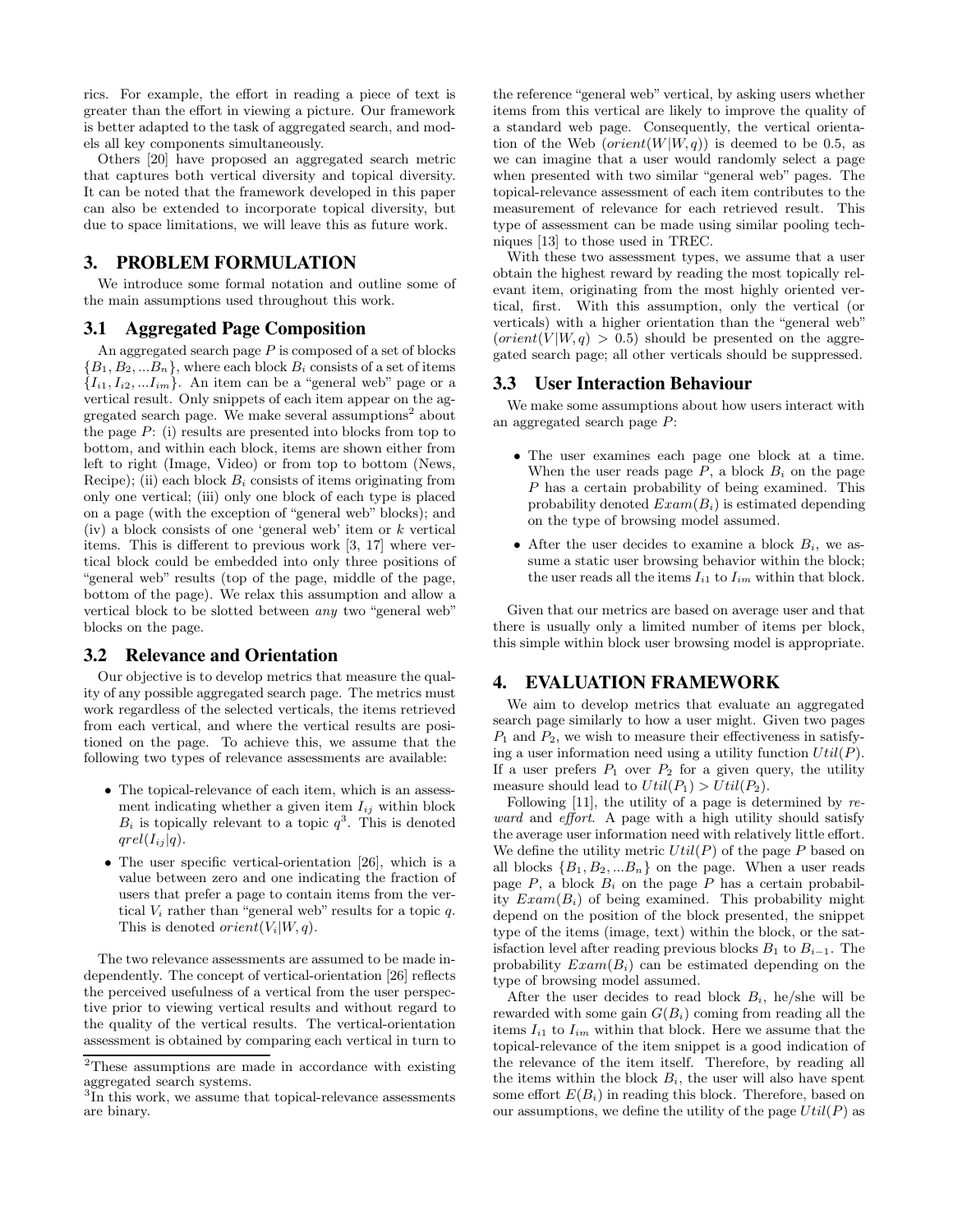rics. For example, the effort in reading a piece of text is greater than the effort in viewing a picture. Our framework is better adapted to the task of aggregated search, and models all key components simultaneously.

Others [20] have proposed an aggregated search metric that captures both vertical diversity and topical diversity. It can be noted that the framework developed in this paper can also be extended to incorporate topical diversity, but due to space limitations, we will leave this as future work.

## 3. PROBLEM FORMULATION

We introduce some formal notation and outline some of the main assumptions used throughout this work.

### 3.1 Aggregated Page Composition

An aggregated search page $P$ is composed of a set of blocks $\{B_1, B_2, ...B_n\}$, where each block $B_i$ consists of a set of items $\{I_{i1}, I_{i2}, ...I_{im}\}$. An item can be a "general web" page or a vertical result. Only snippets of each item appear on the aggregated search page. We make several assumptions[2] about the page $P$: (i) results are presented into blocks from top to bottom, and within each block, items are shown either from left to right (Image, Video) or from top to bottom (News, Recipe); (ii) each block $B_i$ consists of items originating from only one vertical; (iii) only one block of each type is placed on a page (with the exception of "general web" blocks); and (iv) a block consists of one 'general web' item or $k$ vertical items. This is different to previous work [3, 17] where vertical block could be embedded into only three positions of "general web" results (top of the page, middle of the page, bottom of the page). We relax this assumption and allow a vertical block to be slotted between *any* two "general web" blocks on the page.

### 3.2 Relevance and Orientation

Our objective is to develop metrics that measure the quality of any possible aggregated search page. The metrics must work regardless of the selected verticals, the items retrieved from each vertical, and where the vertical results are positioned on the page. To achieve this, we assume that the following two types of relevance assessments are available:

- The topical-relevance of each item, which is an assessment indicating whether a given item $I_{ij}$ within block $B_i$ is topically relevant to a topic $q$[3]. This is denoted $qrel(I_{ij}|q)$.
- The user specific vertical-orientation [26], which is a value between zero and one indicating the fraction of users that prefer a page to contain items from the vertical $V_i$ rather than "general web" results for a topic $q$. This is denoted $orient(V_i|W, q)$.

The two relevance assessments are assumed to be made independently. The concept of vertical-orientation [26] reflects the perceived usefulness of a vertical from the user perspective prior to viewing vertical results and without regard to the quality of the vertical results. The vertical-orientation assessment is obtained by comparing each vertical in turn to the reference "general web" vertical, by asking users whether items from this vertical are likely to improve the quality of a standard web page. Consequently, the vertical orientation of the Web ($orient(W|W, q)$) is deemed to be 0.5, as we can imagine that a user would randomly select a page when presented with two similar "general web" pages. The topical-relevance assessment of each item contributes to the measurement of relevance for each retrieved result. This type of assessment can be made using similar pooling techniques [13] to those used in TREC.

With these two assessment types, we assume that a user obtain the highest reward by reading the most topically relevant item, originating from the most highly oriented vertical, first. With this assumption, only the vertical (or verticals) with a higher orientation than the "general web" ($orient(V|W, q) > 0.5$) should be presented on the aggregated search page; all other verticals should be suppressed.

### 3.3 User Interaction Behaviour

We make some assumptions about how users interact with an aggregated search page $P$:

- The user examines each page one block at a time. When the user reads page $P$, a block $B_i$ on the page $P$ has a certain probability of being examined. This probability denoted $Exam(B_i)$ is estimated depending on the type of browsing model assumed.
- After the user decides to examine a block $B_i$, we assume a static user browsing behavior within the block; the user reads all the items $I_{i1}$ to $I_{im}$ within that block.

Given that our metrics are based on average user and that there is usually only a limited number of items per block, this simple within block user browsing model is appropriate.

## 4. EVALUATION FRAMEWORK

We aim to develop metrics that evaluate an aggregated search page similarly to how a user might. Given two pages $P_1$ and $P_2$, we wish to measure their effectiveness in satisfying a user information need using a utility function $Util(P)$. If a user prefers $P_1$ over $P_2$ for a given query, the utility measure should lead to $Util(P_1) > Util(P_2)$.

Following [11], the utility of a page is determined by *reward* and *effort*. A page with a high utility should satisfy the average user information need with relatively little effort. We define the utility metric $Util(P)$ of the page $P$ based on all blocks $\{B_1, B_2, ...B_n\}$ on the page. When a user reads page $P$, a block $B_i$ on the page $P$ has a certain probability $Exam(B_i)$ of being examined. This probability might depend on the position of the block presented, the snippet type of the items (image, text) within the block, or the satisfaction level after reading previous blocks $B_1$ to $B_{i-1}$. The probability $Exam(B_i)$ can be estimated depending on the type of browsing model assumed.

After the user decides to read block $B_i$, he/she will be rewarded with some gain $G(B_i)$ coming from reading all the items $I_{i1}$ to $I_{im}$ within that block. Here we assume that the topical-relevance of the item snippet is a good indication of the relevance of the item itself. Therefore, by reading all the items within the block $B_i$, the user will also have spent some effort $E(B_i)$ in reading this block. Therefore, based on our assumptions, we define the utility of the page $Util(P)$ as

[2] These assumptions are made in accordance with existing aggregated search systems.

[3] In this work, we assume that topical-relevance assessments are binary.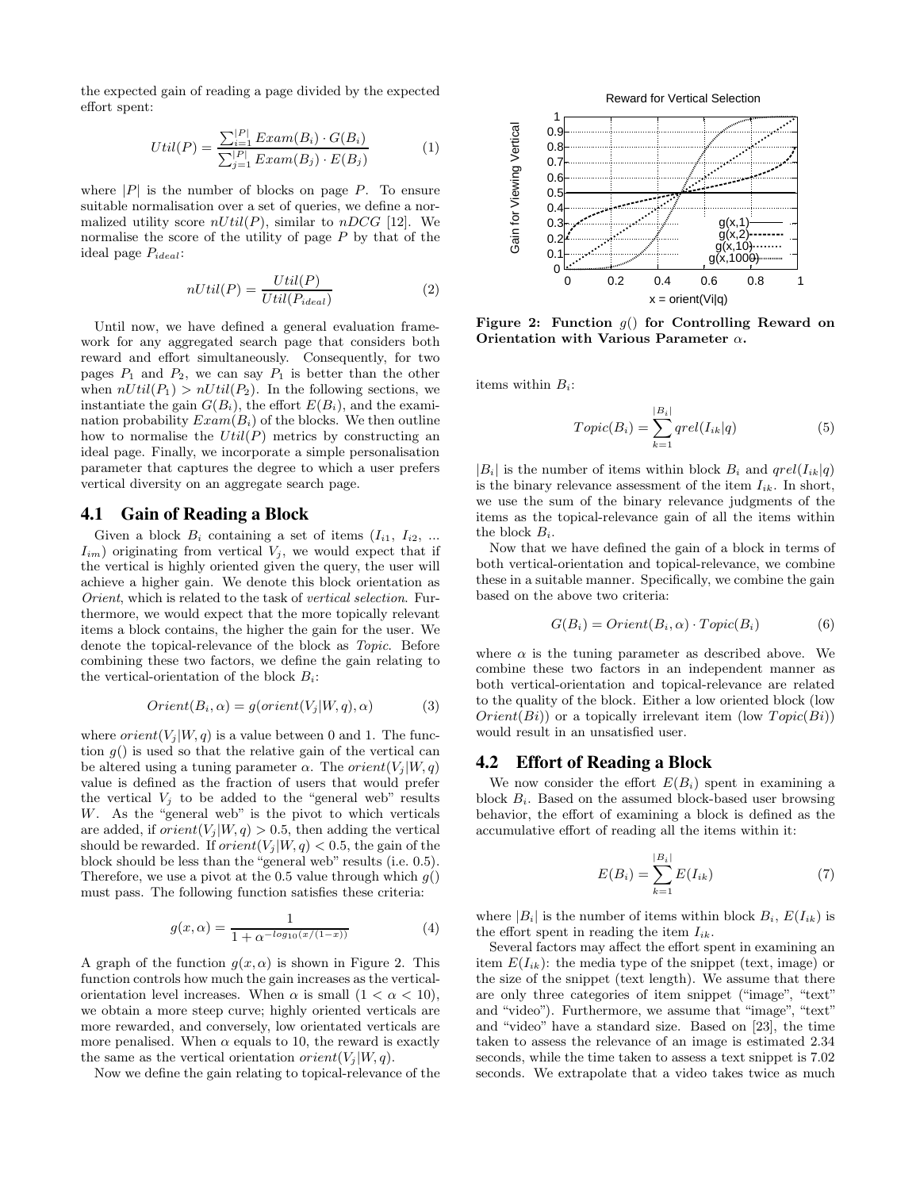the expected gain of reading a page divided by the expected effort spent:

$$Util(P) = \frac{\sum_{i=1}^{|P|} Exam(B_i) \cdot G(B_i)}{\sum_{j=1}^{|P|} Exam(B_j) \cdot E(B_j)} \quad (1)$$

where $|P|$ is the number of blocks on page $P$. To ensure suitable normalisation over a set of queries, we define a normalized utility score $nUtil(P)$, similar to $nDCG$ [12]. We normalise the score of the utility of page $P$ by that of the ideal page $P_{ideal}$:

$$nUtil(P) = \frac{Util(P)}{Util(P_{ideal})} \quad (2)$$

Until now, we have defined a general evaluation framework for any aggregated search page that considers both reward and effort simultaneously. Consequently, for two pages $P_1$ and $P_2$, we can say $P_1$ is better than the other when $nUtil(P_1) > nUtil(P_2)$. In the following sections, we instantiate the gain $G(B_i)$, the effort $E(B_i)$, and the examination probability $Exam(B_i)$ of the blocks. We then outline how to normalise the $Util(P)$ metrics by constructing an ideal page. Finally, we incorporate a simple personalisation parameter that captures the degree to which a user prefers vertical diversity on an aggregate search page.

## 4.1 Gain of Reading a Block

Given a block $B_i$ containing a set of items ($I_{i1}$, $I_{i2}$, ... $I_{im}$) originating from vertical $V_j$, we would expect that if the vertical is highly oriented given the query, the user will achieve a higher gain. We denote this block orientation as *Orient*, which is related to the task of *vertical selection*. Furthermore, we would expect that the more topically relevant items a block contains, the higher the gain for the user. We denote the topical-relevance of the block as *Topic*. Before combining these two factors, we define the gain relating to the vertical-orientation of the block $B_i$:

$$Orient(B_i, \alpha) = g(orient(V_j|W, q), \alpha) \quad (3)$$

where $orient(V_j|W, q)$ is a value between 0 and 1. The function $g()$ is used so that the relative gain of the vertical can be altered using a tuning parameter $\alpha$. The $orient(V_j|W, q)$ value is defined as the fraction of users that would prefer the vertical $V_j$ to be added to the "general web" results $W$. As the "general web" is the pivot to which verticals are added, if $orient(V_j|W, q) > 0.5$, then adding the vertical should be rewarded. If $orient(V_j|W, q) < 0.5$, the gain of the block should be less than the "general web" results (i.e. 0.5). Therefore, we use a pivot at the 0.5 value through which $g()$ must pass. The following function satisfies these criteria:

$$g(x, \alpha) = \frac{1}{1 + \alpha^{-log_{10}(x/(1-x))}} \quad (4)$$

A graph of the function $g(x, \alpha)$ is shown in Figure 2. This function controls how much the gain increases as the vertical-orientation level increases. When $\alpha$ is small ($1 < \alpha < 10$), we obtain a more steep curve; highly oriented verticals are more rewarded, and conversely, low orientated verticals are more penalised. When $\alpha$ equals to 10, the reward is exactly the same as the vertical orientation $orient(V_j|W, q)$.

Now we define the gain relating to topical-relevance of the items within $B_i$:

**Figure 2: Function $g()$ for Controlling Reward on Orientation with Various Parameter $\alpha$.**

$$Topic(B_i) = \sum_{k=1}^{|B_i|} qrel(I_{ik}|q) \quad (5)$$

$|B_i|$ is the number of items within block $B_i$ and $qrel(I_{ik}|q)$ is the binary relevance assessment of the item $I_{ik}$. In short, we use the sum of the binary relevance judgments of the items as the topical-relevance gain of all the items within the block $B_i$.

Now that we have defined the gain of a block in terms of both vertical-orientation and topical-relevance, we combine these in a suitable manner. Specifically, we combine the gain based on the above two criteria:

$$G(B_i) = Orient(B_i, \alpha) \cdot Topic(B_i) \quad (6)$$

where $\alpha$ is the tuning parameter as described above. We combine these two factors in an independent manner as both vertical-orientation and topical-relevance are related to the quality of the block. Either a low oriented block (low $Orient(Bi)$) or a topically irrelevant item (low $Topic(Bi)$) would result in an unsatisfied user.

## 4.2 Effort of Reading a Block

We now consider the effort $E(B_i)$ spent in examining a block $B_i$. Based on the assumed block-based user browsing behavior, the effort of examining a block is defined as the accumulative effort of reading all the items within it:

$$E(B_i) = \sum_{k=1}^{|B_i|} E(I_{ik}) \quad (7)$$

where $|B_i|$ is the number of items within block $B_i$, $E(I_{ik})$ is the effort spent in reading the item $I_{ik}$.

Several factors may affect the effort spent in examining an item $E(I_{ik})$: the media type of the snippet (text, image) or the size of the snippet (text length). We assume that there are only three categories of item snippet ("image", "text" and "video"). Furthermore, we assume that "image", "text" and "video" have a standard size. Based on [23], the time taken to assess the relevance of an image is estimated 2.34 seconds, while the time taken to assess a text snippet is 7.02 seconds. We extrapolate that a video takes twice as much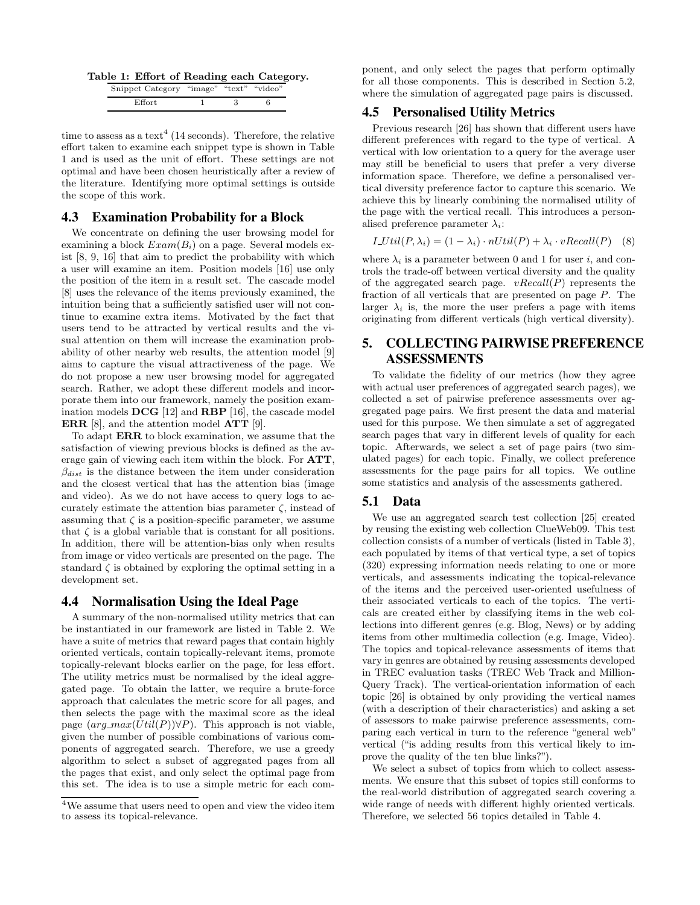Table 1: Effort of Reading each Category.

| Snippet Category | "image" | "text" | "video" |
|---|---|---|---|
| Effort | 1 | 3 | 6 |

time to assess as a text[4] (14 seconds). Therefore, the relative effort taken to examine each snippet type is shown in Table 1 and is used as the unit of effort. These settings are not optimal and have been chosen heuristically after a review of the literature. Identifying more optimal settings is outside the scope of this work.

### 4.3 Examination Probability for a Block

We concentrate on defining the user browsing model for examining a block $Exam(B_i)$ on a page. Several models exist [8, 9, 16] that aim to predict the probability with which a user will examine an item. Position models [16] use only the position of the item in a result set. The cascade model [8] uses the relevance of the items previously examined, the intuition being that a sufficiently satisfied user will not continue to examine extra items. Motivated by the fact that users tend to be attracted by vertical results and the visual attention on them will increase the examination probability of other nearby web results, the attention model [9] aims to capture the visual attractiveness of the page. We do not propose a new user browsing model for aggregated search. Rather, we adopt these different models and incorporate them into our framework, namely the position examination models **DCG** [12] and **RBP** [16], the cascade model **ERR** [8], and the attention model **ATT** [9].

To adapt **ERR** to block examination, we assume that the satisfaction of viewing previous blocks is defined as the average gain of viewing each item within the block. For **ATT**, $\beta_{dist}$ is the distance between the item under consideration and the closest vertical that has the attention bias (image and video). As we do not have access to query logs to accurately estimate the attention bias parameter $\zeta$, instead of assuming that $\zeta$ is a position-specific parameter, we assume that $\zeta$ is a global variable that is constant for all positions. In addition, there will be attention-bias only when results from image or video verticals are presented on the page. The standard $\zeta$ is obtained by exploring the optimal setting in a development set.

### 4.4 Normalisation Using the Ideal Page

A summary of the non-normalised utility metrics that can be instantiated in our framework are listed in Table 2. We have a suite of metrics that reward pages that contain highly oriented verticals, contain topically-relevant items, promote topically-relevant blocks earlier on the page, for less effort. The utility metrics must be normalised by the ideal aggregated page. To obtain the latter, we require a brute-force approach that calculates the metric score for all pages, and then selects the page with the maximal score as the ideal page ($arg\_max(Util(P))\forall P$). This approach is not viable, given the number of possible combinations of various components of aggregated search. Therefore, we use a greedy algorithm to select a subset of aggregated pages from all the pages that exist, and only select the optimal page from this set. The idea is to use a simple metric for each component, and only select the pages that perform optimally for all those components. This is described in Section 5.2, where the simulation of aggregated page pairs is discussed.

[4] We assume that users need to open and view the video item to assess its topical-relevance.

### 4.5 Personalised Utility Metrics

Previous research [26] has shown that different users have different preferences with regard to the type of vertical. A vertical with low orientation to a query for the average user may still be beneficial to users that prefer a very diverse information space. Therefore, we define a personalised vertical diversity preference factor to capture this scenario. We achieve this by linearly combining the normalised utility of the page with the vertical recall. This introduces a personalised preference parameter $\lambda_i$:

$$I\_Util(P, \lambda_i) = (1 - \lambda_i) \cdot nUtil(P) + \lambda_i \cdot vRecall(P) \quad (8)$$

where $\lambda_i$ is a parameter between 0 and 1 for user $i$, and controls the trade-off between vertical diversity and the quality of the aggregated search page. $vRecall(P)$ represents the fraction of all verticals that are presented on page $P$. The larger $\lambda_i$ is, the more the user prefers a page with items originating from different verticals (high vertical diversity).

## 5. COLLECTING PAIRWISE PREFERENCE ASSESSMENTS

To validate the fidelity of our metrics (how they agree with actual user preferences of aggregated search pages), we collected a set of pairwise preference assessments over aggregated page pairs. We first present the data and material used for this purpose. We then simulate a set of aggregated search pages that vary in different levels of quality for each topic. Afterwards, we select a set of page pairs (two simulated pages) for each topic. Finally, we collect preference assessments for the page pairs for all topics. We outline some statistics and analysis of the assessments gathered.

### 5.1 Data

We use an aggregated search test collection [25] created by reusing the existing web collection ClueWeb09. This test collection consists of a number of verticals (listed in Table 3), each populated by items of that vertical type, a set of topics (320) expressing information needs relating to one or more verticals, and assessments indicating the topical-relevance of the items and the perceived user-oriented usefulness of their associated verticals to each of the topics. The verticals are created either by classifying items in the web collections into different genres (e.g. Blog, News) or by adding items from other multimedia collection (e.g. Image, Video). The topics and topical-relevance assessments of items that vary in genres are obtained by reusing assessments developed in TREC evaluation tasks (TREC Web Track and Million-Query Track). The vertical-orientation information of each topic [26] is obtained by only providing the vertical names (with a description of their characteristics) and asking a set of assessors to make pairwise preference assessments, comparing each vertical in turn to the reference "general web" vertical ("is adding results from this vertical likely to improve the quality of the ten blue links?").

We select a subset of topics from which to collect assessments. We ensure that this subset of topics still conforms to the real-world distribution of aggregated search covering a wide range of needs with different highly oriented verticals. Therefore, we selected 56 topics detailed in Table 4.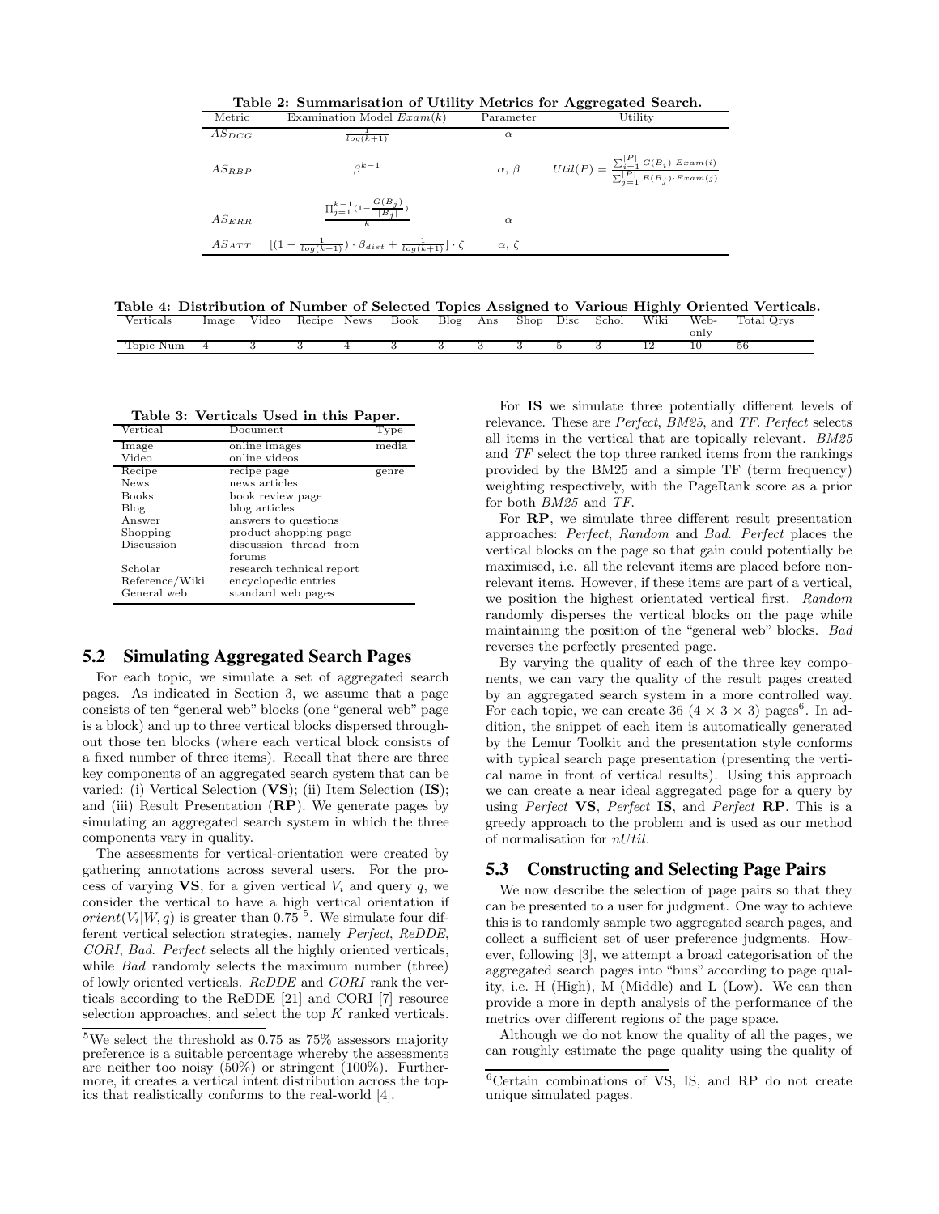**Table 2: Summarisation of Utility Metrics for Aggregated Search.**

| Metric | Examination Model $Exam(k)$ | Parameter | Utility |
|---|---|---|---|
| $AS_{DCG}$ | $\frac{1}{log(k+1)}$ | $\alpha$ | |
| $AS_{RBP}$ | $\beta^{k-1}$ | $\alpha$, $\beta$ | $Util(P) = \frac{\sum_{i=1}^{\lvert P \rvert} G(B_i) \cdot Exam(i)}{\sum_{j=1}^{\lvert P \rvert} E(B_j) \cdot Exam(j)}$ |
| $AS_{ERR}$ | $\frac{\prod_{j=1}^{k-1}(1 - \frac{G(B_j)}{\lvert B_j \rvert})}{k}$ | $\alpha$ | |
| $AS_{ATT}$ | $[(1 - \frac{1}{log(k+1)}) \cdot \beta_{dist} + \frac{1}{log(k+1)}] \cdot \zeta$ | $\alpha$, $\zeta$ | |

**Table 4: Distribution of Number of Selected Topics Assigned to Various Highly Oriented Verticals.**

| Verticals | Image | Video | Recipe | News | Book | Blog | Ans | Shop | Disc | Schol | Wiki | Web-only | Total Qrys |
|---|---|---|---|---|---|---|---|---|---|---|---|---|---|
| Topic Num | 4 | 3 | 3 | 4 | 3 | 3 | 3 | 3 | 5 | 3 | 12 | 10 | 56 |

**Table 3: Verticals Used in this Paper.**

| Vertical | Document | Type |
|---|---|---|
| Image | online images | media |
| Video | online videos | |
| Recipe | recipe page | genre |
| News | news articles | |
| Books | book review page | |
| Blog | blog articles | |
| Answer | answers to questions | |
| Shopping | product shopping page | |
| Discussion | discussion thread from forums | |
| Scholar | research technical report | |
| Reference/Wiki | encyclopedic entries | |
| General web | standard web pages | |

## 5.2 Simulating Aggregated Search Pages

For each topic, we simulate a set of aggregated search pages. As indicated in Section 3, we assume that a page consists of ten "general web" blocks (one "general web" page is a block) and up to three vertical blocks dispersed throughout those ten blocks (where each vertical block consists of a fixed number of three items). Recall that there are three key components of an aggregated search system that can be varied: (i) Vertical Selection (**VS**); (ii) Item Selection (**IS**); and (iii) Result Presentation (**RP**). We generate pages by simulating an aggregated search system in which the three components vary in quality.

The assessments for vertical-orientation were created by gathering annotations across several users. For the process of varying **VS**, for a given vertical $V_i$ and query $q$, we consider the vertical to have a high vertical orientation if $orient(V_i|W, q)$ is greater than 0.75 [5]. We simulate four different vertical selection strategies, namely *Perfect*, *ReDDE*, *CORI*, *Bad*. *Perfect* selects all the highly oriented verticals, while *Bad* randomly selects the maximum number (three) of lowly oriented verticals. *ReDDE* and *CORI* rank the verticals according to the ReDDE [21] and CORI [7] resource selection approaches, and select the top $K$ ranked verticals.

For **IS** we simulate three potentially different levels of relevance. These are *Perfect*, *BM25*, and *TF*. *Perfect* selects all items in the vertical that are topically relevant. *BM25* and *TF* select the top three ranked items from the rankings provided by the BM25 and a simple TF (term frequency) weighting respectively, with the PageRank score as a prior for both *BM25* and *TF*.

For **RP**, we simulate three different result presentation approaches: *Perfect*, *Random* and *Bad*. *Perfect* places the vertical blocks on the page so that gain could potentially be maximised, i.e. all the relevant items are placed before non-relevant items. However, if these items are part of a vertical, we position the highest orientated vertical first. *Random* randomly disperses the vertical blocks on the page while maintaining the position of the "general web" blocks. *Bad* reverses the perfectly presented page.

By varying the quality of each of the three key components, we can vary the quality of the result pages created by an aggregated search system in a more controlled way. For each topic, we can create 36 ($4 \times 3 \times 3$) pages[6]. In addition, the snippet of each item is automatically generated by the Lemur Toolkit and the presentation style conforms with typical search page presentation (presenting the vertical name in front of vertical results). Using this approach we can create a near ideal aggregated page for a query by using *Perfect* **VS**, *Perfect* **IS**, and *Perfect* **RP**. This is a greedy approach to the problem and is used as our method of normalisation for $nUtil$.

## 5.3 Constructing and Selecting Page Pairs

We now describe the selection of page pairs so that they can be presented to a user for judgment. One way to achieve this is to randomly sample two aggregated search pages, and collect a sufficient set of user preference judgments. However, following [3], we attempt a broad categorisation of the aggregated search pages into "bins" according to page quality, i.e. H (High), M (Middle) and L (Low). We can then provide a more in depth analysis of the performance of the metrics over different regions of the page space.

Although we do not know the quality of all the pages, we can roughly estimate the page quality using the quality of

[5]We select the threshold as 0.75 as 75% assessors majority preference is a suitable percentage whereby the assessments are neither too noisy (50%) or stringent (100%). Furthermore, it creates a vertical intent distribution across the topics that realistically conforms to the real-world [4].

[6]Certain combinations of VS, IS, and RP do not create unique simulated pages.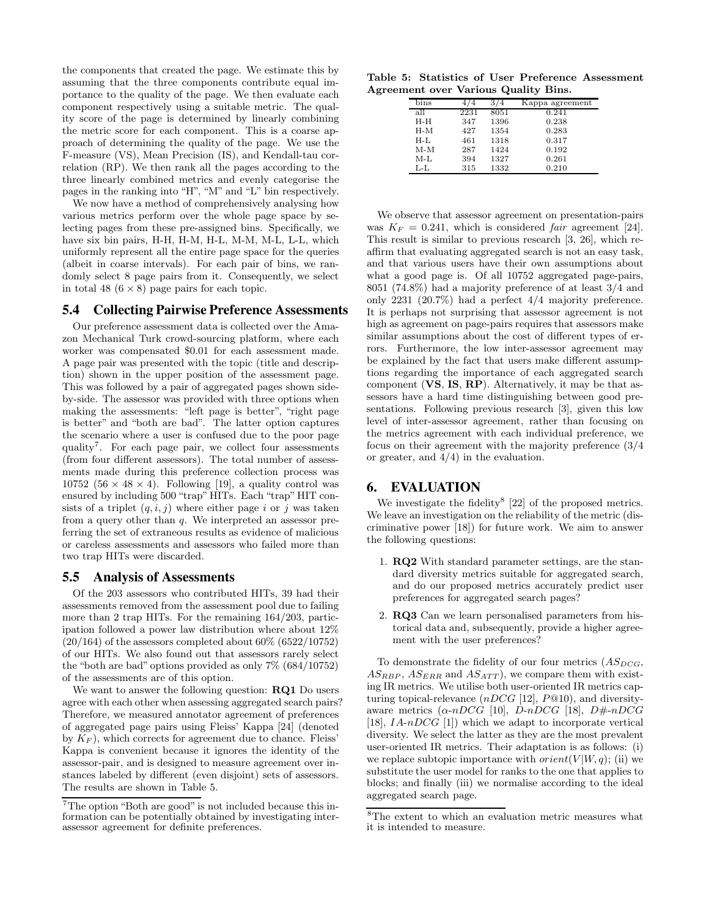the components that created the page. We estimate this by assuming that the three components contribute equal importance to the quality of the page. We then evaluate each component respectively using a suitable metric. The quality score of the page is determined by linearly combining the metric score for each component. This is a coarse approach of determining the quality of the page. We use the F-measure (VS), Mean Precision (IS), and Kendall-tau correlation (RP). We then rank all the pages according to the three linearly combined metrics and evenly categorise the pages in the ranking into "H", "M" and "L" bin respectively.

We now have a method of comprehensively analysing how various metrics perform over the whole page space by selecting pages from these pre-assigned bins. Specifically, we have six bin pairs, H-H, H-M, H-L, M-M, M-L, L-L, which uniformly represent all the entire page space for the queries (albeit in coarse intervals). For each pair of bins, we randomly select 8 page pairs from it. Consequently, we select in total 48 ($6 \times 8$) page pairs for each topic.

## 5.4 Collecting Pairwise Preference Assessments

Our preference assessment data is collected over the Amazon Mechanical Turk crowd-sourcing platform, where each worker was compensated \$0.01 for each assessment made. A page pair was presented with the topic (title and description) shown in the upper position of the assessment page. This was followed by a pair of aggregated pages shown side-by-side. The assessor was provided with three options when making the assessments: "left page is better", "right page is better" and "both are bad". The latter option captures the scenario where a user is confused due to the poor page quality[7]. For each page pair, we collect four assessments (from four different assessors). The total number of assessments made during this preference collection process was 10752 ($56 \times 48 \times 4$). Following [19], a quality control was ensured by including 500 "trap" HITs. Each "trap" HIT consists of a triplet $(q, i, j)$ where either page $i$ or $j$ was taken from a query other than $q$. We interpreted an assessor preferring the set of extraneous results as evidence of malicious or careless assessments and assessors who failed more than two trap HITs were discarded.

## 5.5 Analysis of Assessments

Of the 203 assessors who contributed HITs, 39 had their assessments removed from the assessment pool due to failing more than 2 trap HITs. For the remaining 164/203, participation followed a power law distribution where about 12% (20/164) of the assessors completed about 60% (6522/10752) of our HITs. We also found out that assessors rarely select the "both are bad" options provided as only 7% (684/10752) of the assessments are of this option.

We want to answer the following question: **RQ1** Do users agree with each other when assessing aggregated search pairs? Therefore, we measured annotator agreement of preferences of aggregated page pairs using Fleiss' Kappa [24] (denoted by $K_F$), which corrects for agreement due to chance. Fleiss' Kappa is convenient because it ignores the identity of the assessor-pair, and is designed to measure agreement over instances labeled by different (even disjoint) sets of assessors. The results are shown in Table 5.

[7] The option "Both are good" is not included because this information can be potentially obtained by investigating inter-assessor agreement for definite preferences.

**Table 5: Statistics of User Preference Assessment Agreement over Various Quality Bins.**

| bins | 4/4 | 3/4 | Kappa agreement |
|---|---|---|---|
| all | 2231 | 8051 | 0.241 |
| H-H | 347 | 1396 | 0.238 |
| H-M | 427 | 1354 | 0.283 |
| H-L | 461 | 1318 | 0.317 |
| M-M | 287 | 1424 | 0.192 |
| M-L | 394 | 1327 | 0.261 |
| L-L | 315 | 1332 | 0.210 |

We observe that assessor agreement on presentation-pairs was $K_F = 0.241$, which is considered *fair* agreement [24]. This result is similar to previous research [3, 26], which reaffirm that evaluating aggregated search is not an easy task, and that various users have their own assumptions about what a good page is. Of all 10752 aggregated page-pairs, 8051 (74.8%) had a majority preference of at least 3/4 and only 2231 (20.7%) had a perfect 4/4 majority preference. It is perhaps not surprising that assessor agreement is not high as agreement on page-pairs requires that assessors make similar assumptions about the cost of different types of errors. Furthermore, the low inter-assessor agreement may be explained by the fact that users make different assumptions regarding the importance of each aggregated search component (**VS**, **IS**, **RP**). Alternatively, it may be that assessors have a hard time distinguishing between good presentations. Following previous research [3], given this low level of inter-assessor agreement, rather than focusing on the metrics agreement with each individual preference, we focus on their agreement with the majority preference (3/4 or greater, and 4/4) in the evaluation.

# 6. EVALUATION

We investigate the fidelity[8] [22] of the proposed metrics. We leave an investigation on the reliability of the metric (discriminative power [18]) for future work. We aim to answer the following questions:

1. **RQ2** With standard parameter settings, are the standard diversity metrics suitable for aggregated search, and do our proposed metrics accurately predict user preferences for aggregated search pages?
2. **RQ3** Can we learn personalised parameters from historical data and, subsequently, provide a higher agreement with the user preferences?

To demonstrate the fidelity of our four metrics ($AS_{DCG}$, $AS_{RBP}$, $AS_{ERR}$ and $AS_{ATT}$), we compare them with existing IR metrics. We utilise both user-oriented IR metrics capturing topical-relevance (*nDCG* [12], *P@10*), and diversity-aware metrics ($\alpha$-*nDCG* [10], *D-nDCG* [18], *D#-nDCG* [18], *IA-nDCG* [1]) which we adapt to incorporate vertical diversity. We select the latter as they are the most prevalent user-oriented IR metrics. Their adaptation is as follows: (i) we replace subtopic importance with $orient(V|W, q)$; (ii) we substitute the user model for ranks to the one that applies to blocks; and finally (iii) we normalise according to the ideal aggregated search page.

[8] The extent to which an evaluation metric measures what it is intended to measure.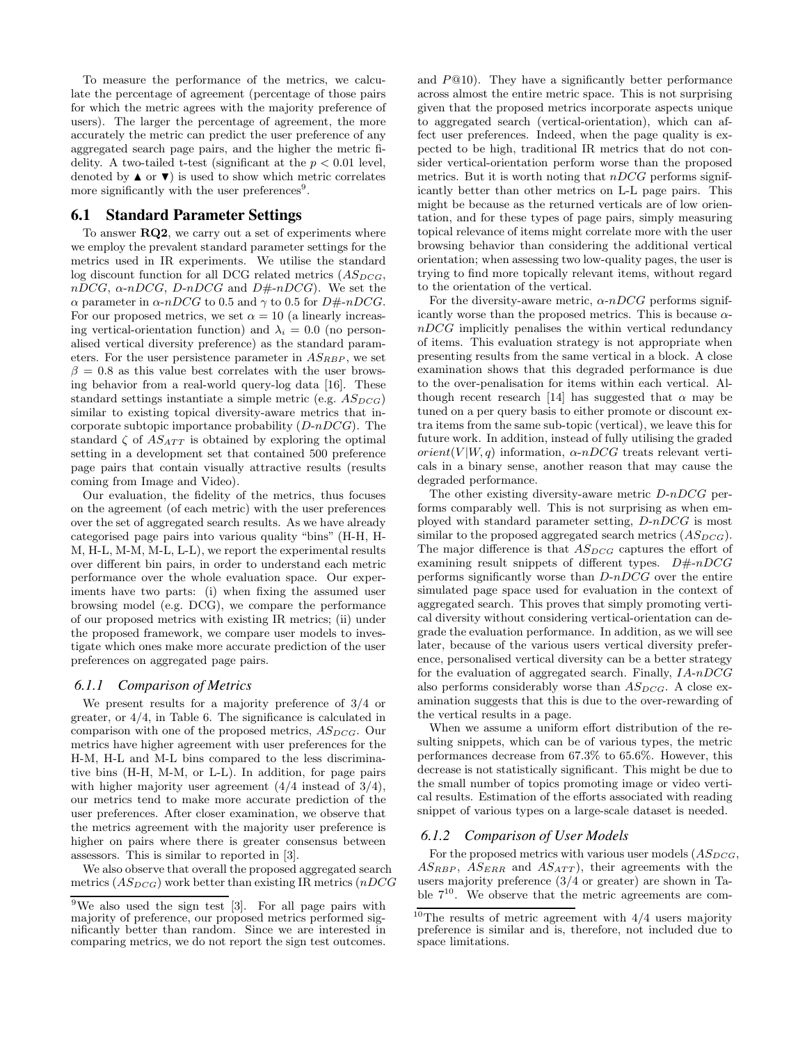To measure the performance of the metrics, we calculate the percentage of agreement (percentage of those pairs for which the metric agrees with the majority preference of users). The larger the percentage of agreement, the more accurately the metric can predict the user preference of any aggregated search page pairs, and the higher the metric fidelity. A two-tailed t-test (significant at the $p < 0.01$ level, denoted by ▲ or ▼) is used to show which metric correlates more significantly with the user preferences[9].

## 6.1 Standard Parameter Settings

To answer **RQ2**, we carry out a set of experiments where we employ the prevalent standard parameter settings for the metrics used in IR experiments. We utilise the standard log discount function for all DCG related metrics ($AS_{DCG}$, *nDCG*, *α-nDCG*, *D-nDCG* and *D#-nDCG*). We set the $\alpha$ parameter in *α-nDCG* to 0.5 and $\gamma$ to 0.5 for *D#-nDCG*. For our proposed metrics, we set $\alpha = 10$ (a linearly increasing vertical-orientation function) and $\lambda_i = 0.0$ (no personalised vertical diversity preference) as the standard parameters. For the user persistence parameter in $AS_{RBP}$, we set $\beta = 0.8$ as this value best correlates with the user browsing behavior from a real-world query-log data [16]. These standard settings instantiate a simple metric (e.g. $AS_{DCG}$) similar to existing topical diversity-aware metrics that incorporate subtopic importance probability (*D-nDCG*). The standard $\zeta$ of $AS_{ATT}$ is obtained by exploring the optimal setting in a development set that contained 500 preference page pairs that contain visually attractive results (results coming from Image and Video).

Our evaluation, the fidelity of the metrics, thus focuses on the agreement (of each metric) with the user preferences over the set of aggregated search results. As we have already categorised page pairs into various quality "bins" (H-H, H-M, H-L, M-M, M-L, L-L), we report the experimental results over different bin pairs, in order to understand each metric performance over the whole evaluation space. Our experiments have two parts: (i) when fixing the assumed user browsing model (e.g. DCG), we compare the performance of our proposed metrics with existing IR metrics; (ii) under the proposed framework, we compare user models to investigate which ones make more accurate prediction of the user preferences on aggregated page pairs.

### 6.1.1 Comparison of Metrics

We present results for a majority preference of 3/4 or greater, or 4/4, in Table 6. The significance is calculated in comparison with one of the proposed metrics, $AS_{DCG}$. Our metrics have higher agreement with user preferences for the H-M, H-L and M-L bins compared to the less discriminative bins (H-H, M-M, or L-L). In addition, for page pairs with higher majority user agreement (4/4 instead of 3/4), our metrics tend to make more accurate prediction of the user preferences. After closer examination, we observe that the metrics agreement with the majority user preference is higher on pairs where there is greater consensus between assessors. This is similar to reported in [3].

We also observe that overall the proposed aggregated search metrics ($AS_{DCG}$) work better than existing IR metrics (*nDCG* and *P@10*). They have a significantly better performance across almost the entire metric space. This is not surprising given that the proposed metrics incorporate aspects unique to aggregated search (vertical-orientation), which can affect user preferences. Indeed, when the page quality is expected to be high, traditional IR metrics that do not consider vertical-orientation perform worse than the proposed metrics. But it is worth noting that *nDCG* performs significantly better than other metrics on L-L page pairs. This might be because as the returned verticals are of low orientation, and for these types of page pairs, simply measuring topical relevance of items might correlate more with the user browsing behavior than considering the additional vertical orientation; when assessing two low-quality pages, the user is trying to find more topically relevant items, without regard to the orientation of the vertical.

For the diversity-aware metric, *α-nDCG* performs significantly worse than the proposed metrics. This is because *α-nDCG* implicitly penalises the within vertical redundancy of items. This evaluation strategy is not appropriate when presenting results from the same vertical in a block. A close examination shows that this degraded performance is due to the over-penalisation for items within each vertical. Although recent research [14] has suggested that $\alpha$ may be tuned on a per query basis to either promote or discount extra items from the same sub-topic (vertical), we leave this for future work. In addition, instead of fully utilising the graded $orient(V|W, q)$ information, *α-nDCG* treats relevant verticals in a binary sense, another reason that may cause the degraded performance.

The other existing diversity-aware metric *D-nDCG* performs comparably well. This is not surprising as when employed with standard parameter setting, *D-nDCG* is most similar to the proposed aggregated search metrics ($AS_{DCG}$). The major difference is that $AS_{DCG}$ captures the effort of examining result snippets of different types. *D#-nDCG* performs significantly worse than *D-nDCG* over the entire simulated page space used for evaluation in the context of aggregated search. This proves that simply promoting vertical diversity without considering vertical-orientation can degrade the evaluation performance. In addition, as we will see later, because of the various users vertical diversity preference, personalised vertical diversity can be a better strategy for the evaluation of aggregated search. Finally, *IA-nDCG* also performs considerably worse than $AS_{DCG}$. A close examination suggests that this is due to the over-rewarding of the vertical results in a page.

When we assume a uniform effort distribution of the resulting snippets, which can be of various types, the metric performances decrease from 67.3% to 65.6%. However, this decrease is not statistically significant. This might be due to the small number of topics promoting image or video vertical results. Estimation of the efforts associated with reading snippet of various types on a large-scale dataset is needed.

### 6.1.2 Comparison of User Models

For the proposed metrics with various user models ($AS_{DCG}$, $AS_{RBP}$, $AS_{ERR}$ and $AS_{ATT}$), their agreements with the users majority preference (3/4 or greater) are shown in Table 7[10]. We observe that the metric agreements are com-

[9] We also used the sign test [3]. For all page pairs with majority of preference, our proposed metrics performed significantly better than random. Since we are interested in comparing metrics, we do not report the sign test outcomes.

[10] The results of metric agreement with 4/4 users majority preference is similar and is, therefore, not included due to space limitations.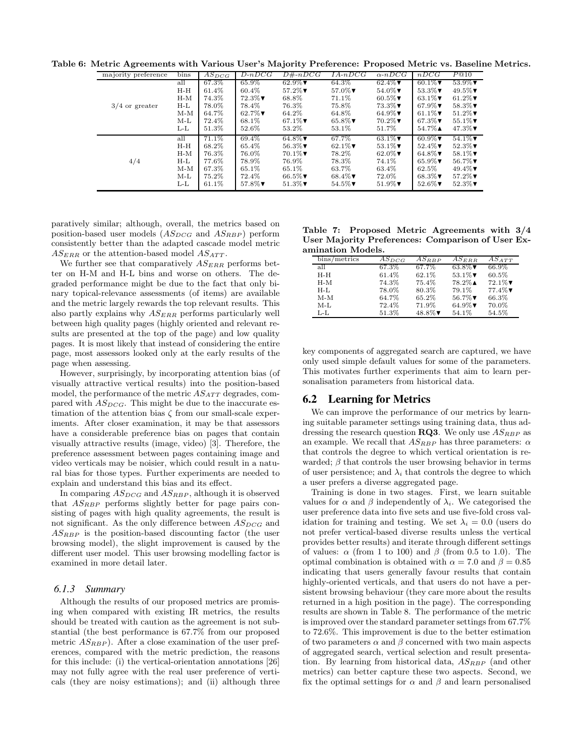**Table 6: Metric Agreements with Various User's Majority Preference: Proposed Metric vs. Baseline Metrics.**

| majority preference | bins | $AS_{DCG}$ | $D\text{-}nDCG$ | $D\#\text{-}nDCG$ | $IA\text{-}nDCG$ | $\alpha\text{-}nDCG$ | $nDCG$ | $P@10$ |
|---|---|---|---|---|---|---|---|---|
| 3/4 or greater | all | 67.3% | 65.9% | 62.9%▼ | 64.3% | 62.4%▼ | 60.1%▼ | 53.9%▼ |
| | H-H | 61.4% | 60.4% | 57.2%▼ | 57.0%▼ | 54.0%▼ | 53.3%▼ | 49.5%▼ |
| | H-M | 74.3% | 72.3%▼ | 68.8% | 71.1% | 60.5%▼ | 63.1%▼ | 61.2%▼ |
| | H-L | 78.0% | 78.4% | 76.3% | 75.8% | 73.3%▼ | 67.9%▼ | 58.3%▼ |
| | M-M | 64.7% | 62.7%▼ | 64.2% | 64.8% | 64.9%▼ | 61.1%▼ | 51.2%▼ |
| | M-L | 72.4% | 68.1% | 67.1%▼ | 65.8%▼ | 70.2%▼ | 67.3%▼ | 55.1%▼ |
| | L-L | 51.3% | 52.6% | 53.2% | 53.1% | 51.7% | 54.7%▲ | 47.3%▼ |
| 4/4 | all | 71.1% | 69.4% | 64.8%▼ | 67.7% | 63.1%▼ | 60.9%▼ | 54.1%▼ |
| | H-H | 68.2% | 65.4% | 56.3%▼ | 62.1%▼ | 53.1%▼ | 52.4%▼ | 52.3%▼ |
| | H-M | 76.3% | 76.0% | 70.1%▼ | 78.2% | 62.0%▼ | 64.8%▼ | 58.1%▼ |
| | H-L | 77.6% | 78.9% | 76.9% | 78.3% | 74.1% | 65.9%▼ | 56.7%▼ |
| | M-M | 67.3% | 65.1% | 65.1% | 63.7% | 63.4% | 62.5% | 49.4%▼ |
| | M-L | 75.2% | 72.4% | 66.5%▼ | 68.4%▼ | 72.0% | 68.3%▼ | 57.2%▼ |
| | L-L | 61.1% | 57.8%▼ | 51.3%▼ | 54.5%▼ | 51.9%▼ | 52.6%▼ | 52.3%▼ |

paratively similar; although, overall, the metrics based on position-based user models ($AS_{DCG}$ and $AS_{RBP}$) perform consistently better than the adapted cascade model metric $AS_{ERR}$ or the attention-based model $AS_{ATT}$.

We further see that comparatively $AS_{ERR}$ performs better on H-M and H-L bins and worse on others. The degraded performance might be due to the fact that only binary topical-relevance assessments (of items) are available and the metric largely rewards the top relevant results. This also partly explains why $AS_{ERR}$ performs particularly well between high quality pages (highly oriented and relevant results are presented at the top of the page) and low quality pages. It is most likely that instead of considering the entire page, most assessors looked only at the early results of the page when assessing.

However, surprisingly, by incorporating attention bias (of visually attractive vertical results) into the position-based model, the performance of the metric $AS_{ATT}$ degrades, compared with $AS_{DCG}$. This might be due to the inaccurate estimation of the attention bias $\zeta$ from our small-scale experiments. After closer examination, it may be that assessors have a considerable preference bias on pages that contain visually attractive results (image, video) [3]. Therefore, the preference assessment between pages containing image and video verticals may be noisier, which could result in a natural bias for those types. Further experiments are needed to explain and understand this bias and its effect.

In comparing $AS_{DCG}$ and $AS_{RBP}$, although it is observed that $AS_{RBP}$ performs slightly better for page pairs consisting of pages with high quality agreements, the result is not significant. As the only difference between $AS_{DCG}$ and $AS_{RBP}$ is the position-based discounting factor (the user browsing model), the slight improvement is caused by the different user model. This user browsing modelling factor is examined in more detail later.

### *6.1.3 Summary*

Although the results of our proposed metrics are promising when compared with existing IR metrics, the results should be treated with caution as the agreement is not substantial (the best performance is 67.7% from our proposed metric $AS_{RBP}$). After a close examination of the user preferences, compared with the metric prediction, the reasons for this include: (i) the vertical-orientation annotations [26] may not fully agree with the real user preference of verticals (they are noisy estimations); and (ii) although three key components of aggregated search are captured, we have only used simple default values for some of the parameters. This motivates further experiments that aim to learn personalisation parameters from historical data.

**Table 7: Proposed Metric Agreements with 3/4 User Majority Preferences: Comparison of User Examination Models.**

| bins/metrics | $AS_{DCG}$ | $AS_{RBP}$ | $AS_{ERR}$ | $AS_{ATT}$ |
|---|---|---|---|---|
| all | 67.3% | 67.7% | 63.8%▼ | 66.9% |
| H-H | 61.4% | 62.1% | 53.1%▼ | 60.5% |
| H-M | 74.3% | 75.4% | 78.2%▲ | 72.1%▼ |
| H-L | 78.0% | 80.3% | 79.1% | 77.4%▼ |
| M-M | 64.7% | 65.2% | 56.7%▼ | 66.3% |
| M-L | 72.4% | 71.9% | 64.9%▼ | 70.0% |
| L-L | 51.3% | 48.8%▼ | 54.1% | 54.5% |

## 6.2 Learning for Metrics

We can improve the performance of our metrics by learning suitable parameter settings using training data, thus addressing the research question **RQ3**. We only use $AS_{RBP}$ as an example. We recall that $AS_{RBP}$ has three parameters: $\alpha$ that controls the degree to which vertical orientation is rewarded; $\beta$ that controls the user browsing behavior in terms of user persistence; and $\lambda_i$ that controls the degree to which a user prefers a diverse aggregated page.

Training is done in two stages. First, we learn suitable values for $\alpha$ and $\beta$ independently of $\lambda_i$. We categorised the user preference data into five sets and use five-fold cross validation for training and testing. We set $\lambda_i = 0.0$ (users do not prefer vertical-based diverse results unless the vertical provides better results) and iterate through different settings of values: $\alpha$ (from 1 to 100) and $\beta$ (from 0.5 to 1.0). The optimal combination is obtained with $\alpha = 7.0$ and $\beta = 0.85$ indicating that users generally favour results that contain highly-oriented verticals, and that users do not have a persistent browsing behaviour (they care more about the results returned in a high position in the page). The corresponding results are shown in Table 8. The performance of the metric is improved over the standard parameter settings from 67.7% to 72.6%. This improvement is due to the better estimation of two parameters $\alpha$ and $\beta$ concerned with two main aspects of aggregated search, vertical selection and result presentation. By learning from historical data, $AS_{RBP}$ (and other metrics) can better capture these two aspects. Second, we fix the optimal settings for $\alpha$ and $\beta$ and learn personalised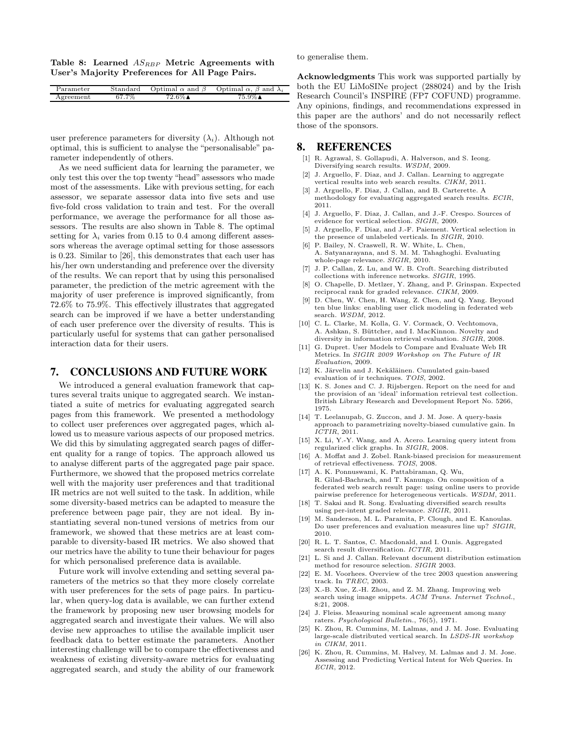**Table 8: Learned $AS_{RBP}$ Metric Agreements with User's Majority Preferences for All Page Pairs.**

| Parameter | Standard | Optimal $\alpha$ and $\beta$ | Optimal $\alpha$, $\beta$ and $\lambda_i$ |
|---|---|---|---|
| Agreement | 67.7% | 72.6%▲ | 75.9%▲ |

user preference parameters for diversity ($\lambda_i$). Although not optimal, this is sufficient to analyse the "personalisable" parameter independently of others.

As we need sufficient data for learning the parameter, we only test this over the top twenty "head" assessors who made most of the assessments. Like with previous setting, for each assessor, we separate assessor data into five sets and use five-fold cross validation to train and test. For the overall performance, we average the performance for all those assessors. The results are also shown in Table 8. The optimal setting for $\lambda_i$ varies from 0.15 to 0.4 among different assessors whereas the average optimal setting for those assessors is 0.23. Similar to [26], this demonstrates that each user has his/her own understanding and preference over the diversity of the results. We can report that by using this personalised parameter, the prediction of the metric agreement with the majority of user preference is improved significantly, from 72.6% to 75.9%. This effectively illustrates that aggregated search can be improved if we have a better understanding of each user preference over the diversity of results. This is particularly useful for systems that can gather personalised interaction data for their users.

## 7. CONCLUSIONS AND FUTURE WORK

We introduced a general evaluation framework that captures several traits unique to aggregated search. We instantiated a suite of metrics for evaluating aggregated search pages from this framework. We presented a methodology to collect user preferences over aggregated pages, which allowed us to measure various aspects of our proposed metrics. We did this by simulating aggregated search pages of different quality for a range of topics. The approach allowed us to analyse different parts of the aggregated page pair space. Furthermore, we showed that the proposed metrics correlate well with the majority user preferences and that traditional IR metrics are not well suited to the task. In addition, while some diversity-based metrics can be adapted to measure the preference between page pair, they are not ideal. By instantiating several non-tuned versions of metrics from our framework, we showed that these metrics are at least comparable to diversity-based IR metrics. We also showed that our metrics have the ability to tune their behaviour for pages for which personalised preference data is available.

Future work will involve extending and setting several parameters of the metrics so that they more closely correlate with user preferences for the sets of page pairs. In particular, when query-log data is available, we can further extend the framework by proposing new user browsing models for aggregated search and investigate their values. We will also devise new approaches to utilise the available implicit user feedback data to better estimate the parameters. Another interesting challenge will be to compare the effectiveness and weakness of existing diversity-aware metrics for evaluating aggregated search, and study the ability of our framework to generalise them.

**Acknowledgments** This work was supported partially by both the EU LiMoSINe project (288024) and by the Irish Research Council's INSPIRE (FP7 COFUND) programme. Any opinions, findings, and recommendations expressed in this paper are the authors' and do not necessarily reflect those of the sponsors.

## 8. REFERENCES

[1] R. Agrawal, S. Gollapudi, A. Halverson, and S. Ieong. Diversifying search results. *WSDM*, 2009.

[2] J. Arguello, F. Diaz, and J. Callan. Learning to aggregate vertical results into web search results. *CIKM*, 2011.

[3] J. Arguello, F. Diaz, J. Callan, and B. Carterette. A methodology for evaluating aggregated search results. *ECIR*, 2011.

[4] J. Arguello, F. Diaz, J. Callan, and J.-F. Crespo. Sources of evidence for vertical selection. *SIGIR*, 2009.

[5] J. Arguello, F. Diaz, and J.-F. Paiement. Vertical selection in the presence of unlabeled verticals. In *SIGIR*, 2010.

[6] P. Bailey, N. Craswell, R. W. White, L. Chen, A. Satyanarayana, and S. M. M. Tahaghoghi. Evaluating whole-page relevance. *SIGIR*, 2010.

[7] J. P. Callan, Z. Lu, and W. B. Croft. Searching distributed collections with inference networks. *SIGIR*, 1995.

[8] O. Chapelle, D. Metlzer, Y. Zhang, and P. Grinspan. Expected reciprocal rank for graded relevance. *CIKM*, 2009.

[9] D. Chen, W. Chen, H. Wang, Z. Chen, and Q. Yang. Beyond ten blue links: enabling user click modeling in federated web search. *WSDM*, 2012.

[10] C. L. Clarke, M. Kolla, G. V. Cormack, O. Vechtomova, A. Ashkan, S. Büttcher, and I. MacKinnon. Novelty and diversity in information retrieval evaluation. *SIGIR*, 2008.

[11] G. Dupret. User Models to Compare and Evaluate Web IR Metrics. In *SIGIR 2009 Workshop on The Future of IR Evaluation*, 2009.

[12] K. Järvelin and J. Kekäläinen. Cumulated gain-based evaluation of ir techniques. *TOIS*, 2002.

[13] K. S. Jones and C. J. Rijsbergen. Report on the need for and the provision of an 'ideal' information retrieval test collection. British Library Research and Development Report No. 5266, 1975.

[14] T. Leelanupab, G. Zuccon, and J. M. Jose. A query-basis approach to parametrizing novelty-biased cumulative gain. In *ICTIR*, 2011.

[15] X. Li, Y.-Y. Wang, and A. Acero. Learning query intent from regularized click graphs. In *SIGIR*, 2008.

[16] A. Moffat and J. Zobel. Rank-biased precision for measurement of retrieval effectiveness. *TOIS*, 2008.

[17] A. K. Ponnuswami, K. Pattabiraman, Q. Wu, R. Gilad-Bachrach, and T. Kanungo. On composition of a federated web search result page: using online users to provide pairwise preference for heterogeneous verticals. *WSDM*, 2011.

[18] T. Sakai and R. Song. Evaluating diversified search results using per-intent graded relevance. *SIGIR*, 2011.

[19] M. Sanderson, M. L. Paramita, P. Clough, and E. Kanoulas. Do user preferences and evaluation measures line up? *SIGIR*, 2010.

[20] R. L. T. Santos, C. Macdonald, and I. Ounis. Aggregated search result diversification. *ICTIR*, 2011.

[21] L. Si and J. Callan. Relevant document distribution estimation method for resource selection. *SIGIR* 2003.

[22] E. M. Voorhees. Overview of the trec 2003 question answering track. In *TREC*, 2003.

[23] X.-B. Xue, Z.-H. Zhou, and Z. M. Zhang. Improving web search using image snippets. *ACM Trans. Internet Technol.*, 8:21, 2008.

[24] J. Fleiss. Measuring nominal scale agreement among many raters. *Psychological Bulletin.*, 76(5), 1971.

[25] K. Zhou, R. Cummins, M. Lalmas, and J. M. Jose. Evaluating large-scale distributed vertical search. In *LSDS-IR workshop in CIKM*, 2011.

[26] K. Zhou, R. Cummins, M. Halvey, M. Lalmas and J. M. Jose. Assessing and Predicting Vertical Intent for Web Queries. In *ECIR*, 2012.